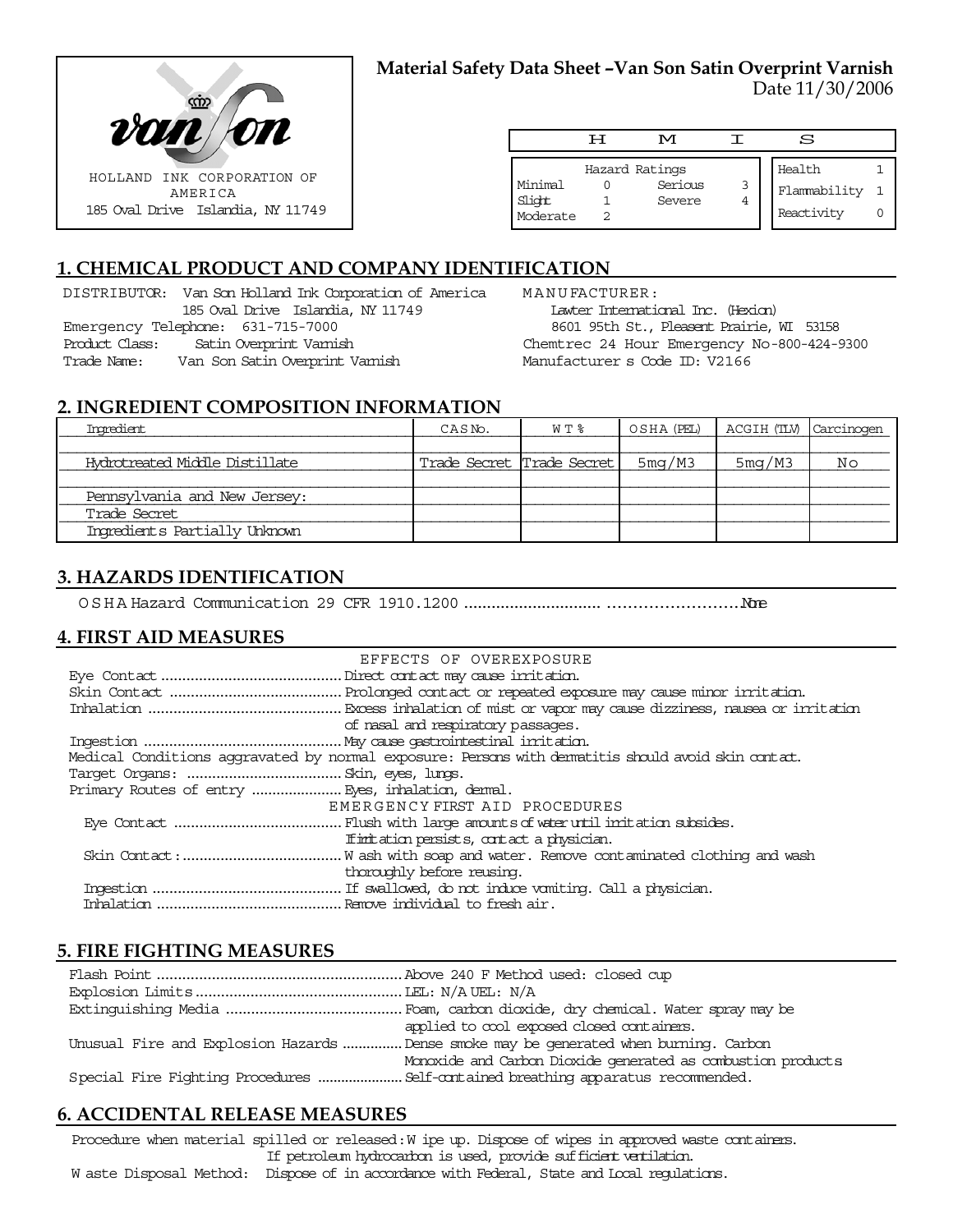HOLLAND INK CORPORATION OF AMERICA
185 Oval Drive Islandia, NY 11749

**Material Safety Data Sheet –Van Son Satin Overprint Varnish**
Date 11/30/2006

| HMIS | | | | | |
|---|---|---|---|---|---|
| Hazard Ratings | | | | Health | 1 |
| Minimal | 0 | Serious | 3 | Flammability | 1 |
| Slight | 1 | Severe | 4 | Reactivity | 0 |
| Moderate | 2 | | | | |

## 1. CHEMICAL PRODUCT AND COMPANY IDENTIFICATION

DISTRIBUTOR: Van Son Holland Ink Corporation of America
185 Oval Drive Islandia, NY 11749
Emergency Telephone: 631-715-7000
Product Class: Satin Overprint Varnish
Trade Name: Van Son Satin Overprint Varnish

MANUFACTURER:
Lawter International Inc. (Hexion)
8601 95th St., Pleasent Prairie, WI 53158
Chemtrec 24 Hour Emergency No-800-424-9300
Manufacturer s Code ID: V2166

## 2. INGREDIENT COMPOSITION INFORMATION

| Ingredient | CAS No. | WT % | OSHA (PEL) | ACGIH (TLV) | Carcinogen |
|---|---|---|---|---|---|
| Hydrotreated Middle Distillate | Trade Secret | Trade Secret | 5mg/M3 | 5mg/M3 | No |
| Pennsylvania and New Jersey: | | | | | |
| Trade Secret | | | | | |
| Ingredients Partially Unknown | | | | | |

## 3. HAZARDS IDENTIFICATION

OSHA Hazard Communication 29 CFR 1910.1200 .......................................................None

## 4. FIRST AID MEASURES

EFFECTS OF OVEREXPOSURE

Eye Contact ........................................... Direct contact may cause irritation.
Skin Contact ......................................... Prolonged contact or repeated exposure may cause minor irritation.
Inhalation ............................................. Excess inhalation of mist or vapor may cause dizziness, nausea or irritation of nasal and respiratory passages.
Ingestion .............................................. May cause gastrointestinal irritation.
Medical Conditions aggravated by normal exposure: Persons with dermatitis should avoid skin contact.
Target Organs: .................................... Skin, eyes, lungs.
Primary Routes of entry ..................... Eyes, inhalation, dermal.

EMERGENCY FIRST AID PROCEDURES

Eye Contact ....................................... Flush with large amounts of water until irritation subsides. If irritation persists, contact a physician.
Skin Contact:...................................... Wash with soap and water. Remove contaminated clothing and wash thoroughly before reusing.
Ingestion ............................................ If swallowed, do not induce vomiting. Call a physician.
Inhalation ........................................... Remove individual to fresh air.

## 5. FIRE FIGHTING MEASURES

Flash Point ......................................................... Above 240 F Method used: closed cup
Explosion Limits ................................................ LEL: N/A UEL: N/A
Extinguishing Media .......................................... Foam, carbon dioxide, dry chemical. Water spray may be applied to cool exposed closed containers.
Unusual Fire and Explosion Hazards ............... Dense smoke may be generated when burning. Carbon Monoxide and Carbon Dioxide generated as combustion products
Special Fire Fighting Procedures ..................... Self-contained breathing apparatus recommended.

## 6. ACCIDENTAL RELEASE MEASURES

Procedure when material spilled or released: Wipe up. Dispose of wipes in approved waste containers. If petroleum hydrocarbon is used, provide sufficient ventilation.
Waste Disposal Method: Dispose of in accordance with Federal, State and Local regulations.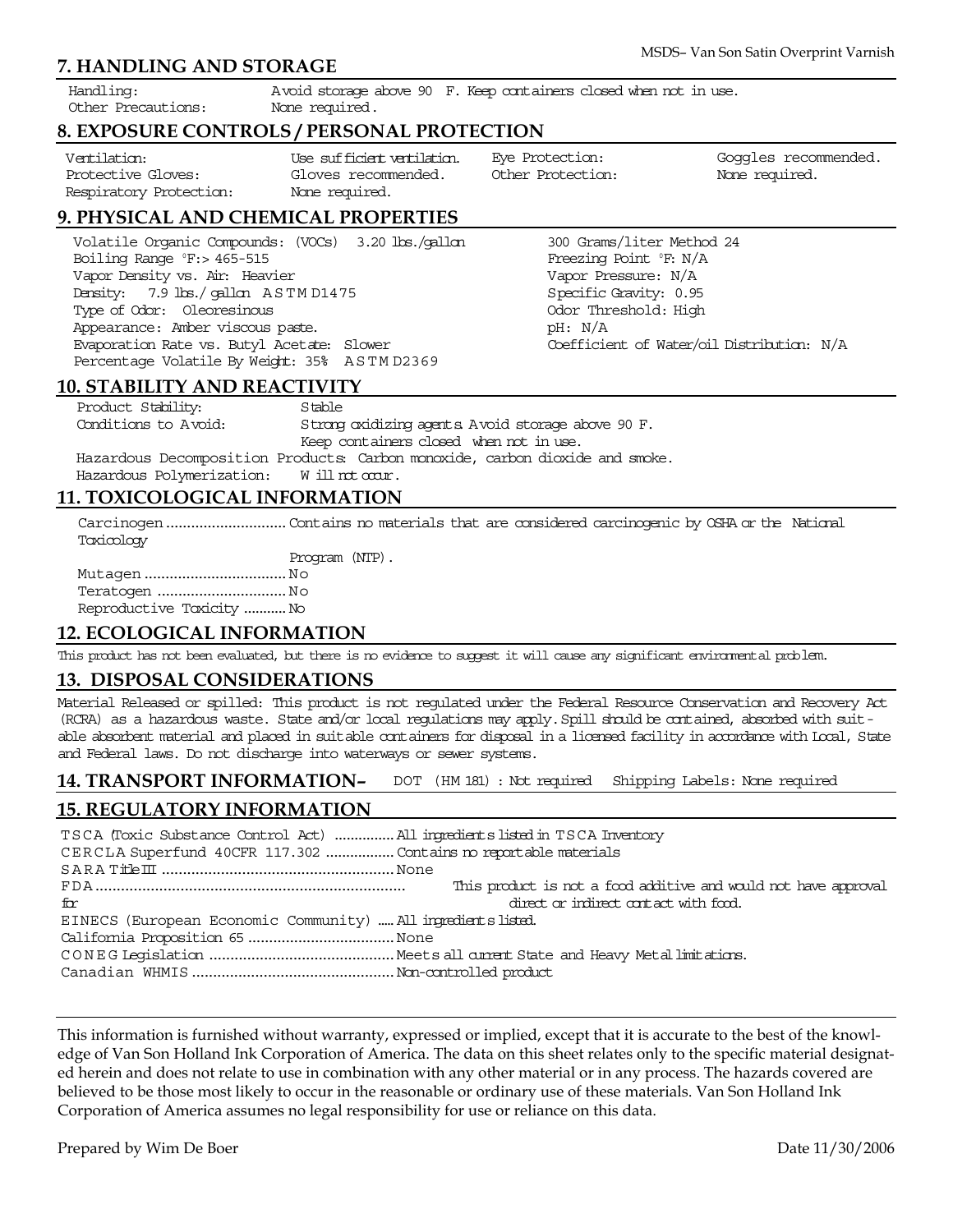## 7. HANDLING AND STORAGE

| | |
|---|---|
| Handling: | Avoid storage above 90 F. Keep containers closed when not in use. |
| Other Precautions: | None required. |

## 8. EXPOSURE CONTROLS / PERSONAL PROTECTION

| | | | |
|---|---|---|---|
| Ventilation: | Use sufficient ventilation. | Eye Protection: | Goggles recommended. |
| Protective Gloves: | Gloves recommended. | Other Protection: | None required. |
| Respiratory Protection: | None required. | | |

## 9. PHYSICAL AND CHEMICAL PROPERTIES

| | |
|---|---|
| Volatile Organic Compounds: (VOCs) 3.20 lbs./gallon | 300 Grams/liter Method 24 |
| Boiling Range °F:> 465-515 | Freezing Point °F: N/A |
| Vapor Density vs. Air: Heavier | Vapor Pressure: N/A |
| Density: 7.9 lbs./gallon ASTM D1475 | Specific Gravity: 0.95 |
| Type of Odor: Oleoresinous | Odor Threshold: High |
| Appearance: Amber viscous paste. | pH: N/A |
| Evaporation Rate vs. Butyl Acetate: Slower | Coefficient of Water/oil Distribution: N/A |
| Percentage Volatile By Weight: 35% ASTM D2369 | |

## 10. STABILITY AND REACTIVITY

Product Stability: Stable

Conditions to Avoid: Strong oxidizing agents. Avoid storage above 90 F.
Keep containers closed when not in use.

Hazardous Decomposition Products: Carbon monoxide, carbon dioxide and smoke.

Hazardous Polymerization: Will not occur.

## 11. TOXICOLOGICAL INFORMATION

Carcinogen............................ Contains no materials that are considered carcinogenic by OSHA or the National Toxicology Program (NTP).

Mutagen................................. No

Teratogen.............................. No

Reproductive Toxicity.......... No

## 12. ECOLOGICAL INFORMATION

This product has not been evaluated, but there is no evidence to suggest it will cause any significant environmental problem.

## 13. DISPOSAL CONSIDERATIONS

Material Released or spilled: This product is not regulated under the Federal Resource Conservation and Recovery Act (RCRA) as a hazardous waste. State and/or local regulations may apply. Spill should be contained, absorbed with suitable absorbent material and placed in suitable containers for disposal in a licensed facility in accordance with Local, State and Federal laws. Do not discharge into waterways or sewer systems.

## 14. TRANSPORT INFORMATION– DOT (HM 181) : Not required Shipping Labels: None required

## 15. REGULATORY INFORMATION

TSCA (Toxic Substance Control Act) ............... All ingredients listed in TSCA Inventory

CERCLA Superfund 40CFR 117.302 ................ Contains no reportable materials

SARA Title III ....................................................... None

FDA ........................................................................ This product is not a food additive and would not have approval for direct or indirect contact with food.

EINECS (European Economic Community) ..... All ingredients listed.

California Proposition 65 .................................. None

CONEG Legislation ........................................... Meets all current State and Heavy Metal limitations.

Canadian WHMIS ............................................... Non-controlled product

---

This information is furnished without warranty, expressed or implied, except that it is accurate to the best of the knowledge of Van Son Holland Ink Corporation of America. The data on this sheet relates only to the specific material designated herein and does not relate to use in combination with any other material or in any process. The hazards covered are believed to be those most likely to occur in the reasonable or ordinary use of these materials. Van Son Holland Ink Corporation of America assumes no legal responsibility for use or reliance on this data.

Prepared by Wim De Boer

Date 11/30/2006